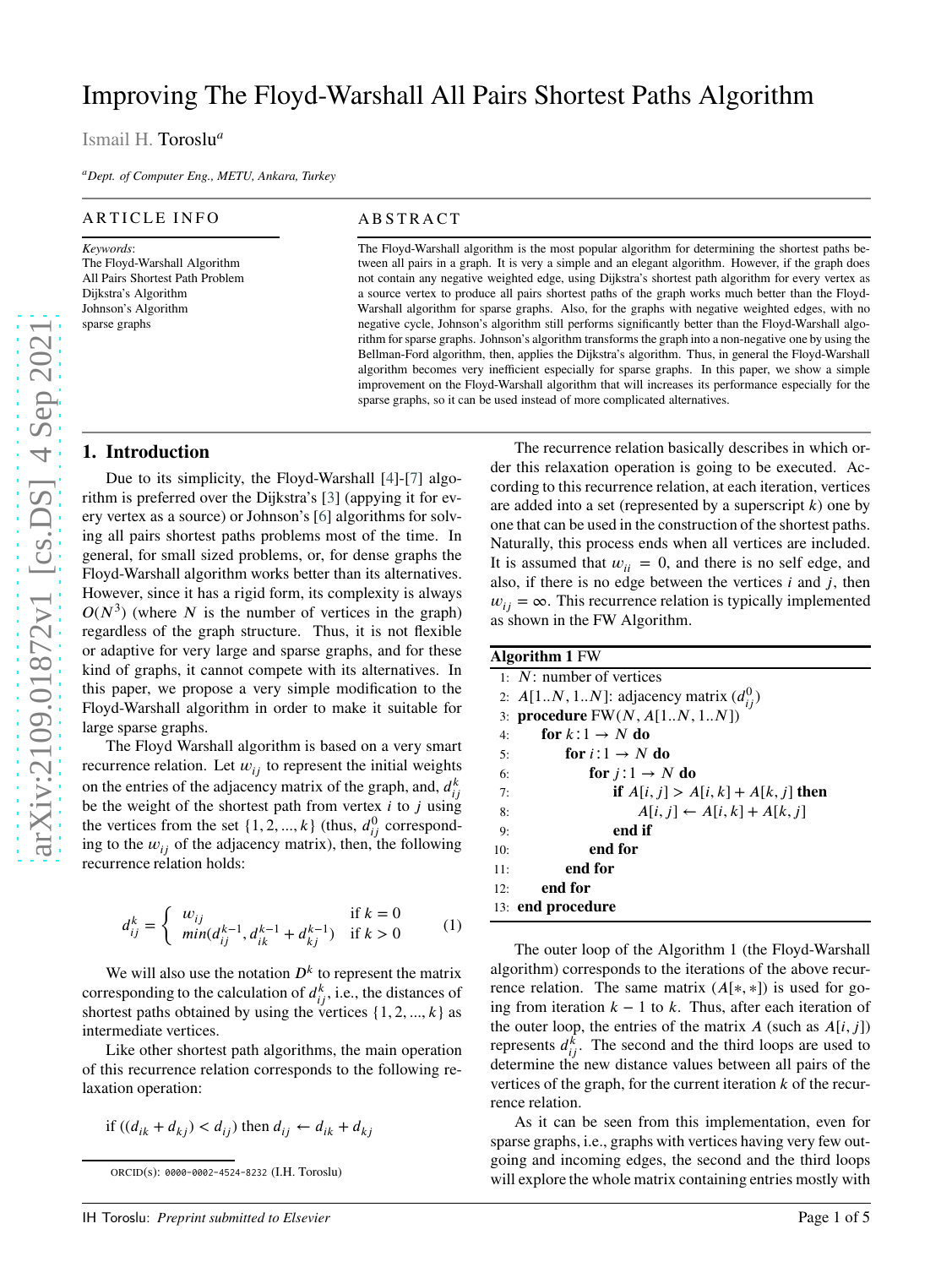# Improving The Floyd-Warshall All Pairs Shortest Paths Algorithm

Ismail H. Toroslu[a]

[a]Dept. of Computer Eng., METU, Ankara, Turkey

## ARTICLE INFO

*Keywords*:
The Floyd-Warshall Algorithm
All Pairs Shortest Path Problem
Dijkstra's Algorithm
Johnson's Algorithm
sparse graphs

## ABSTRACT

The Floyd-Warshall algorithm is the most popular algorithm for determining the shortest paths between all pairs in a graph. It is very a simple and an elegant algorithm. However, if the graph does not contain any negative weighted edge, using Dijkstra's shortest path algorithm for every vertex as a source vertex to produce all pairs shortest paths of the graph works much better than the Floyd-Warshall algorithm for sparse graphs. Also, for the graphs with negative weighted edges, with no negative cycle, Johnson's algorithm still performs significantly better than the Floyd-Warshall algorithm for sparse graphs. Johnson's algorithm transforms the graph into a non-negative one by using the Bellman-Ford algorithm, then, applies the Dijkstra's algorithm. Thus, in general the Floyd-Warshall algorithm becomes very inefficient especially for sparse graphs. In this paper, we show a simple improvement on the Floyd-Warshall algorithm that will increases its performance especially for the sparse graphs, so it can be used instead of more complicated alternatives.

## 1. Introduction

Due to its simplicity, the Floyd-Warshall [4]-[7] algorithm is preferred over the Dijkstra's [3] (appying it for every vertex as a source) or Johnson's [6] algorithms for solving all pairs shortest paths problems most of the time. In general, for small sized problems, or, for dense graphs the Floyd-Warshall algorithm works better than its alternatives. However, since it has a rigid form, its complexity is always $O(N^3)$ (where $N$ is the number of vertices in the graph) regardless of the graph structure. Thus, it is not flexible or adaptive for very large and sparse graphs, and for these kind of graphs, it cannot compete with its alternatives. In this paper, we propose a very simple modification to the Floyd-Warshall algorithm in order to make it suitable for large sparse graphs.

The Floyd Warshall algorithm is based on a very smart recurrence relation. Let $w_{ij}$ to represent the initial weights on the entries of the adjacency matrix of the graph, and, $d_{ij}^k$ be the weight of the shortest path from vertex $i$ to $j$ using the vertices from the set $\{1, 2, ..., k\}$ (thus, $d_{ij}^0$ corresponding to the $w_{ij}$ of the adjacency matrix), then, the following recurrence relation holds:

$$d_{ij}^k = \begin{cases} w_{ij} & \text{if } k = 0 \\ min(d_{ij}^{k-1}, d_{ik}^{k-1} + d_{kj}^{k-1}) & \text{if } k > 0 \end{cases} \tag{1}$$

We will also use the notation $D^k$ to represent the matrix corresponding to the calculation of $d_{ij}^k$, i.e., the distances of shortest paths obtained by using the vertices $\{1, 2, ..., k\}$ as intermediate vertices.

Like other shortest path algorithms, the main operation of this recurrence relation corresponds to the following relaxation operation:

if $((d_{ik} + d_{kj}) < d_{ij})$ then $d_{ij} \leftarrow d_{ik} + d_{kj}$

The recurrence relation basically describes in which order this relaxation operation is going to be executed. According to this recurrence relation, at each iteration, vertices are added into a set (represented by a superscript $k$) one by one that can be used in the construction of the shortest paths. Naturally, this process ends when all vertices are included. It is assumed that $w_{ii} = 0$, and there is no self edge, and also, if there is no edge between the vertices $i$ and $j$, then $w_{ij} = \infty$. This recurrence relation is typically implemented as shown in the FW Algorithm.

**Algorithm 1** FW

```
1:  N: number of vertices
2:  A[1..N, 1..N]: adjacency matrix (d^0_ij)
3:  procedure FW(N, A[1..N, 1..N])
4:      for k : 1 → N do
5:          for i : 1 → N do
6:              for j : 1 → N do
7:                  if A[i, j] > A[i, k] + A[k, j] then
8:                      A[i, j] ← A[i, k] + A[k, j]
9:                  end if
10:             end for
11:         end for
12:     end for
13: end procedure
```

The outer loop of the Algorithm 1 (the Floyd-Warshall algorithm) corresponds to the iterations of the above recurrence relation. The same matrix ($A[*, *]$) is used for going from iteration $k-1$ to $k$. Thus, after each iteration of the outer loop, the entries of the matrix $A$ (such as $A[i, j]$) represents $d_{ij}^k$. The second and the third loops are used to determine the new distance values between all pairs of the vertices of the graph, for the current iteration $k$ of the recurrence relation.

As it can be seen from this implementation, even for sparse graphs, i.e., graphs with vertices having very few outgoing and incoming edges, the second and the third loops will explore the whole matrix containing entries mostly with

ORCID(s): 0000-0002-4524-8232 (I.H. Toroslu)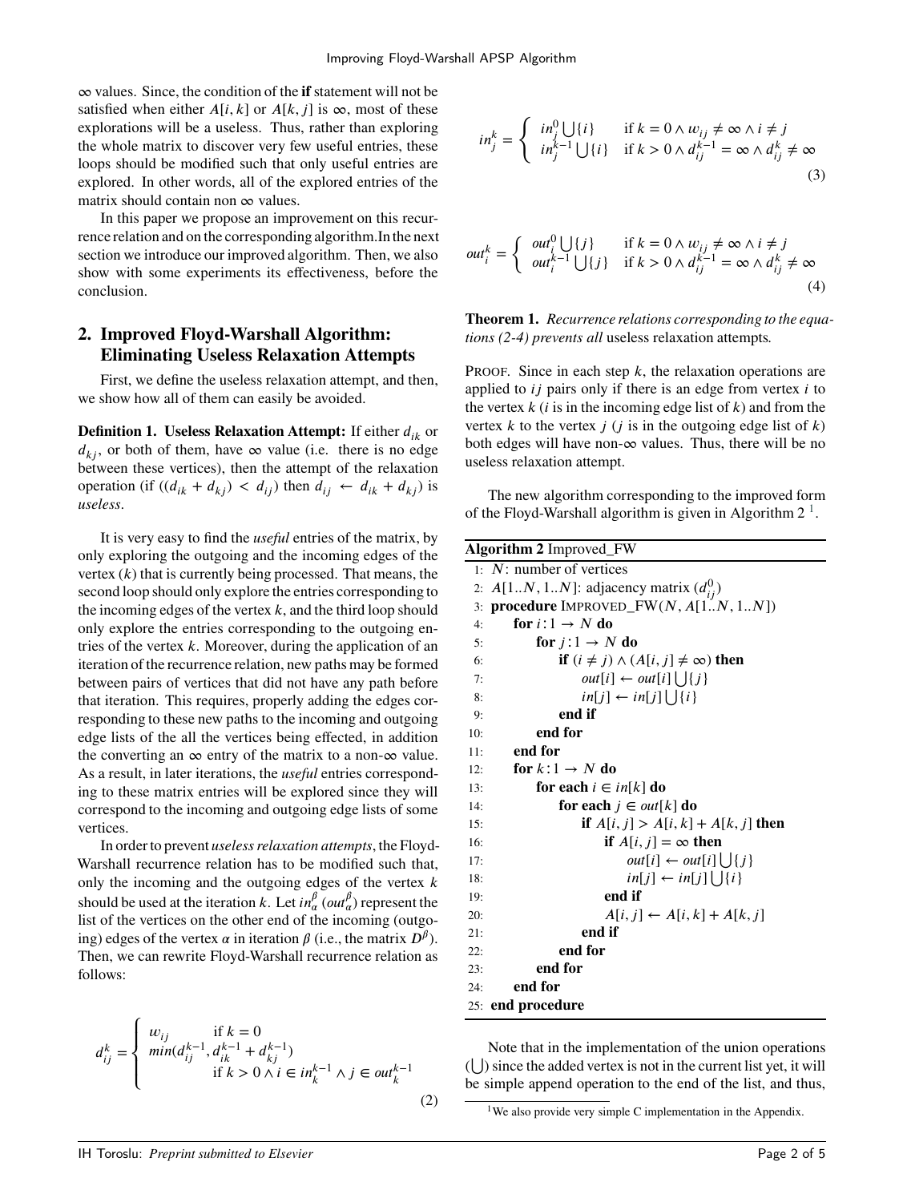∞ values. Since, the condition of the **if** statement will not be satisfied when either $A[i,k]$ or $A[k,j]$ is ∞, most of these explorations will be a useless. Thus, rather than exploring the whole matrix to discover very few useful entries, these loops should be modified such that only useful entries are explored. In other words, all of the explored entries of the matrix should contain non ∞ values.

In this paper we propose an improvement on this recurrence relation and on the corresponding algorithm.In the next section we introduce our improved algorithm. Then, we also show with some experiments its effectiveness, before the conclusion.

## 2. Improved Floyd-Warshall Algorithm: Eliminating Useless Relaxation Attempts

First, we define the useless relaxation attempt, and then, we show how all of them can easily be avoided.

**Definition 1. Useless Relaxation Attempt:** If either $d_{ik}$ or $d_{kj}$, or both of them, have ∞ value (i.e. there is no edge between these vertices), then the attempt of the relaxation operation (if $((d_{ik} + d_{kj}) < d_{ij})$ then $d_{ij} \leftarrow d_{ik} + d_{kj}$) is *useless*.

It is very easy to find the *useful* entries of the matrix, by only exploring the outgoing and the incoming edges of the vertex $(k)$ that is currently being processed. That means, the second loop should only explore the entries corresponding to the incoming edges of the vertex $k$, and the third loop should only explore the entries corresponding to the outgoing entries of the vertex $k$. Moreover, during the application of an iteration of the recurrence relation, new paths may be formed between pairs of vertices that did not have any path before that iteration. This requires, properly adding the edges corresponding to these new paths to the incoming and outgoing edge lists of the all the vertices being effected, in addition the converting an ∞ entry of the matrix to a non-∞ value. As a result, in later iterations, the *useful* entries corresponding to these matrix entries will be explored since they will correspond to the incoming and outgoing edge lists of some vertices.

In order to prevent *useless relaxation attempts*, the Floyd-Warshall recurrence relation has to be modified such that, only the incoming and the outgoing edges of the vertex $k$ should be used at the iteration $k$. Let $in_\alpha^\beta$ ($out_\alpha^\beta$) represent the list of the vertices on the other end of the incoming (outgoing) edges of the vertex $\alpha$ in iteration $\beta$ (i.e., the matrix $D^\beta$). Then, we can rewrite Floyd-Warshall recurrence relation as follows:

$$d_{ij}^k = \begin{cases} w_{ij} & \text{if } k = 0 \\ min(d_{ij}^{k-1}, d_{ik}^{k-1} + d_{kj}^{k-1}) & \\ \quad \text{if } k > 0 \wedge i \in in_k^{k-1} \wedge j \in out_k^{k-1} & \end{cases} \tag{2}$$

$$in_j^k = \begin{cases} in_j^0 \bigcup \{i\} & \text{if } k = 0 \wedge w_{ij} \neq \infty \wedge i \neq j \\ in_j^{k-1} \bigcup \{i\} & \text{if } k > 0 \wedge d_{ij}^{k-1} = \infty \wedge d_{ij}^k \neq \infty \end{cases} \tag{3}$$

$$out_i^k = \begin{cases} out_i^0 \bigcup \{j\} & \text{if } k = 0 \wedge w_{ij} \neq \infty \wedge i \neq j \\ out_i^{k-1} \bigcup \{j\} & \text{if } k > 0 \wedge d_{ij}^{k-1} = \infty \wedge d_{ij}^k \neq \infty \end{cases} \tag{4}$$

**Theorem 1.** *Recurrence relations corresponding to the equations (2-4) prevents all* useless relaxation attempts*.*

Proof. Since in each step $k$, the relaxation operations are applied to $ij$ pairs only if there is an edge from vertex $i$ to the vertex $k$ ($i$ is in the incoming edge list of $k$) and from the vertex $k$ to the vertex $j$ ($j$ is in the outgoing edge list of $k$) both edges will have non-∞ values. Thus, there will be no useless relaxation attempt.

The new algorithm corresponding to the improved form of the Floyd-Warshall algorithm is given in Algorithm 2 [1].

**Algorithm 2** Improved_FW

```
1:  N: number of vertices
2:  A[1..N, 1..N]: adjacency matrix (d^0_ij)
3:  procedure IMPROVED_FW(N, A[1..N, 1..N])
4:      for i : 1 → N do
5:          for j : 1 → N do
6:              if (i ≠ j) ∧ (A[i, j] ≠ ∞) then
7:                  out[i] ← out[i] ⋃ {j}
8:                  in[j] ← in[j] ⋃ {i}
9:              end if
10:         end for
11:     end for
12:     for k : 1 → N do
13:         for each i ∈ in[k] do
14:             for each j ∈ out[k] do
15:                 if A[i, j] > A[i, k] + A[k, j] then
16:                     if A[i, j] = ∞ then
17:                         out[i] ← out[i] ⋃ {j}
18:                         in[j] ← in[j] ⋃ {i}
19:                     end if
20:                     A[i, j] ← A[i, k] + A[k, j]
21:                 end if
22:             end for
23:         end for
24:     end for
25: end procedure
```

Note that in the implementation of the union operations ($\bigcup$) since the added vertex is not in the current list yet, it will be simple append operation to the end of the list, and thus,

[1] We also provide very simple C implementation in the Appendix.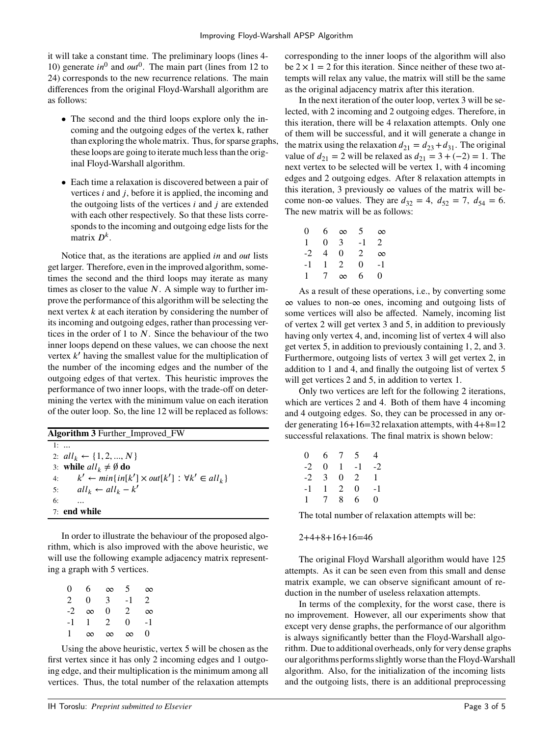it will take a constant time. The preliminary loops (lines 4-10) generate $in^0$ and $out^0$. The main part (lines from 12 to 24) corresponds to the new recurrence relations. The main differences from the original Floyd-Warshall algorithm are as follows:

- The second and the third loops explore only the incoming and the outgoing edges of the vertex k, rather than exploring the whole matrix. Thus, for sparse graphs, these loops are going to iterate much less than the original Floyd-Warshall algorithm.
- Each time a relaxation is discovered between a pair of vertices $i$ and $j$, before it is applied, the incoming and the outgoing lists of the vertices $i$ and $j$ are extended with each other respectively. So that these lists corresponds to the incoming and outgoing edge lists for the matrix $D^k$.

Notice that, as the iterations are applied *in* and *out* lists get larger. Therefore, even in the improved algorithm, sometimes the second and the third loops may iterate as many times as closer to the value $N$. A simple way to further improve the performance of this algorithm will be selecting the next vertex $k$ at each iteration by considering the number of its incoming and outgoing edges, rather than processing vertices in the order of 1 to $N$. Since the behaviour of the two inner loops depend on these values, we can choose the next vertex $k'$ having the smallest value for the multiplication of the number of the incoming edges and the number of the outgoing edges of that vertex. This heuristic improves the performance of two inner loops, with the trade-off on determining the vertex with the minimum value on each iteration of the outer loop. So, the line 12 will be replaced as follows:

**Algorithm 3** Further_Improved_FW

```
1: ...
2: all_k ← {1, 2, ..., N}
3: while all_k ≠ ∅ do
4:     k' ← min{in[k'] × out[k'] : ∀k' ∈ all_k}
5:     all_k ← all_k − k'
6:     ...
7: end while
```

In order to illustrate the behaviour of the proposed algorithm, which is also improved with the above heuristic, we will use the following example adjacency matrix representing a graph with 5 vertices.

$$\begin{matrix} 0 & 6 & \infty & 5 & \infty \\ 2 & 0 & 3 & -1 & 2 \\ -2 & \infty & 0 & 2 & \infty \\ -1 & 1 & 2 & 0 & -1 \\ 1 & \infty & \infty & \infty & 0 \end{matrix}$$

Using the above heuristic, vertex 5 will be chosen as the first vertex since it has only 2 incoming edges and 1 outgoing edge, and their multiplication is the minimum among all vertices. Thus, the total number of the relaxation attempts corresponding to the inner loops of the algorithm will also be $2 \times 1 = 2$ for this iteration. Since neither of these two attempts will relax any value, the matrix will still be the same as the original adjacency matrix after this iteration.

In the next iteration of the outer loop, vertex 3 will be selected, with 2 incoming and 2 outgoing edges. Therefore, in this iteration, there will be 4 relaxation attempts. Only one of them will be successful, and it will generate a change in the matrix using the relaxation $d_{21} = d_{23} + d_{31}$. The original value of $d_{21} = 2$ will be relaxed as $d_{21} = 3 + (-2) = 1$. The next vertex to be selected will be vertex 1, with 4 incoming edges and 2 outgoing edges. After 8 relaxation attempts in this iteration, 3 previously $\infty$ values of the matrix will become non-$\infty$ values. They are $d_{32} = 4$, $d_{52} = 7$, $d_{54} = 6$. The new matrix will be as follows:

$$\begin{matrix} 0 & 6 & \infty & 5 & \infty \\ 1 & 0 & 3 & -1 & 2 \\ -2 & 4 & 0 & 2 & \infty \\ -1 & 1 & 2 & 0 & -1 \\ 1 & 7 & \infty & 6 & 0 \end{matrix}$$

As a result of these operations, i.e., by converting some $\infty$ values to non-$\infty$ ones, incoming and outgoing lists of some vertices will also be affected. Namely, incoming list of vertex 2 will get vertex 3 and 5, in addition to previously having only vertex 4, and, incoming list of vertex 4 will also get vertex 5, in addition to previously containing 1, 2, and 3. Furthermore, outgoing lists of vertex 3 will get vertex 2, in addition to 1 and 4, and finally the outgoing list of vertex 5 will get vertices 2 and 5, in addition to vertex 1.

Only two vertices are left for the following 2 iterations, which are vertices 2 and 4. Both of them have 4 incoming and 4 outgoing edges. So, they can be processed in any order generating 16+16=32 relaxation attempts, with 4+8=12 successful relaxations. The final matrix is shown below:

$$\begin{matrix} 0 & 6 & 7 & 5 & 4 \\ -2 & 0 & 1 & -1 & -2 \\ -2 & 3 & 0 & 2 & 1 \\ -1 & 1 & 2 & 0 & -1 \\ 1 & 7 & 8 & 6 & 0 \end{matrix}$$

The total number of relaxation attempts will be:

2+4+8+16+16=46

The original Floyd Warshall algorithm would have 125 attempts. As it can be seen even from this small and dense matrix example, we can observe significant amount of reduction in the number of useless relaxation attempts.

In terms of the complexity, for the worst case, there is no improvement. However, all our experiments show that except very dense graphs, the performance of our algorithm is always significantly better than the Floyd-Warshall algorithm. Due to additional overheads, only for very dense graphs our algorithms performs slightly worse than the Floyd-Warshall algorithm. Also, for the initialization of the incoming lists and the outgoing lists, there is an additional preprocessing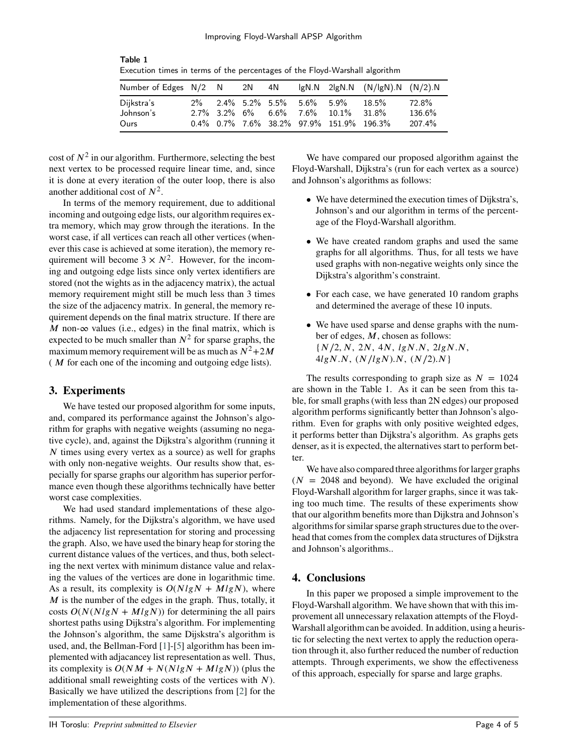**Table 1**
Execution times in terms of the percentages of the Floyd-Warshall algorithm

| Number of Edges | N/2 | N | 2N | 4N | lgN.N | 2lgN.N | (N/lgN).N | (N/2).N |
|---|---|---|---|---|---|---|---|---|
| Dijkstra's | 2% | 2.4% | 5.2% | 5.5% | 5.6% | 5.9% | 18.5% | 72.8% |
| Johnson's | 2.7% | 3.2% | 6% | 6.6% | 7.6% | 10.1% | 31.8% | 136.6% |
| Ours | 0.4% | 0.7% | 7.6% | 38.2% | 97.9% | 151.9% | 196.3% | 207.4% |

cost of $N^2$ in our algorithm. Furthermore, selecting the best next vertex to be processed require linear time, and, since it is done at every iteration of the outer loop, there is also another additional cost of $N^2$.

In terms of the memory requirement, due to additional incoming and outgoing edge lists, our algorithm requires extra memory, which may grow through the iterations. In the worst case, if all vertices can reach all other vertices (whenever this case is achieved at some iteration), the memory requirement will become $3 \times N^2$. However, for the incoming and outgoing edge lists since only vertex identifiers are stored (not the wights as in the adjacency matrix), the actual memory requirement might still be much less than 3 times the size of the adjacency matrix. In general, the memory requirement depends on the final matrix structure. If there are $M$ non-$\infty$ values (i.e., edges) in the final matrix, which is expected to be much smaller than $N^2$ for sparse graphs, the maximum memory requirement will be as much as $N^2+2M$ ( $M$ for each one of the incoming and outgoing edge lists).

## 3. Experiments

We have tested our proposed algorithm for some inputs, and, compared its performance against the Johnson's algorithm for graphs with negative weights (assuming no negative cycle), and, against the Dijkstra's algorithm (running it $N$ times using every vertex as a source) as well for graphs with only non-negative weights. Our results show that, especially for sparse graphs our algorithm has superior performance even though these algorithms technically have better worst case complexities.

We had used standard implementations of these algorithms. Namely, for the Dijkstra's algorithm, we have used the adjacency list representation for storing and processing the graph. Also, we have used the binary heap for storing the current distance values of the vertices, and thus, both selecting the next vertex with minimum distance value and relaxing the values of the vertices are done in logarithmic time. As a result, its complexity is $O(NlgN + MlgN)$, where $M$ is the number of the edges in the graph. Thus, totally, it costs $O(N(NlgN + MlgN))$ for determining the all pairs shortest paths using Dijkstra's algorithm. For implementing the Johnson's algorithm, the same Dijskstra's algorithm is used, and, the Bellman-Ford [1]-[5] algorithm has been implemented with adjacancey list representation as well. Thus, its complexity is $O(NM + N(NlgN + MlgN))$ (plus the additional small reweighting costs of the vertices with $N$). Basically we have utilized the descriptions from [2] for the implementation of these algorithms.

We have compared our proposed algorithm against the Floyd-Warshall, Dijkstra's (run for each vertex as a source) and Johnson's algorithms as follows:

- We have determined the execution times of Dijkstra's, Johnson's and our algorithm in terms of the percentage of the Floyd-Warshall algorithm.
- We have created random graphs and used the same graphs for all algorithms. Thus, for all tests we have used graphs with non-negative weights only since the Dijkstra's algorithm's constraint.
- For each case, we have generated 10 random graphs and determined the average of these 10 inputs.
- We have used sparse and dense graphs with the number of edges, $M$, chosen as follows: $\{N/2, N, 2N, 4N, lgN.N, 2lgN.N, 4lgN.N, (N/lgN).N, (N/2).N\}$

The results corresponding to graph size as $N = 1024$ are shown in the Table 1. As it can be seen from this table, for small graphs (with less than 2N edges) our proposed algorithm performs significantly better than Johnson's algorithm. Even for graphs with only positive weighted edges, it performs better than Dijkstra's algorithm. As graphs gets denser, as it is expected, the alternatives start to perform better.

We have also compared three algorithms for larger graphs ($N = 2048$ and beyond). We have excluded the original Floyd-Warshall algorithm for larger graphs, since it was taking too much time. The results of these experiments show that our algorithm benefits more than Dijkstra and Johnson's algorithms for similar sparse graph structures due to the overhead that comes from the complex data structures of Dijkstra and Johnson's algorithms..

## 4. Conclusions

In this paper we proposed a simple improvement to the Floyd-Warshall algorithm. We have shown that with this improvement all unnecessary relaxation attempts of the Floyd-Warshall algorithm can be avoided. In addition, using a heuristic for selecting the next vertex to apply the reduction operation through it, also further reduced the number of reduction attempts. Through experiments, we show the effectiveness of this approach, especially for sparse and large graphs.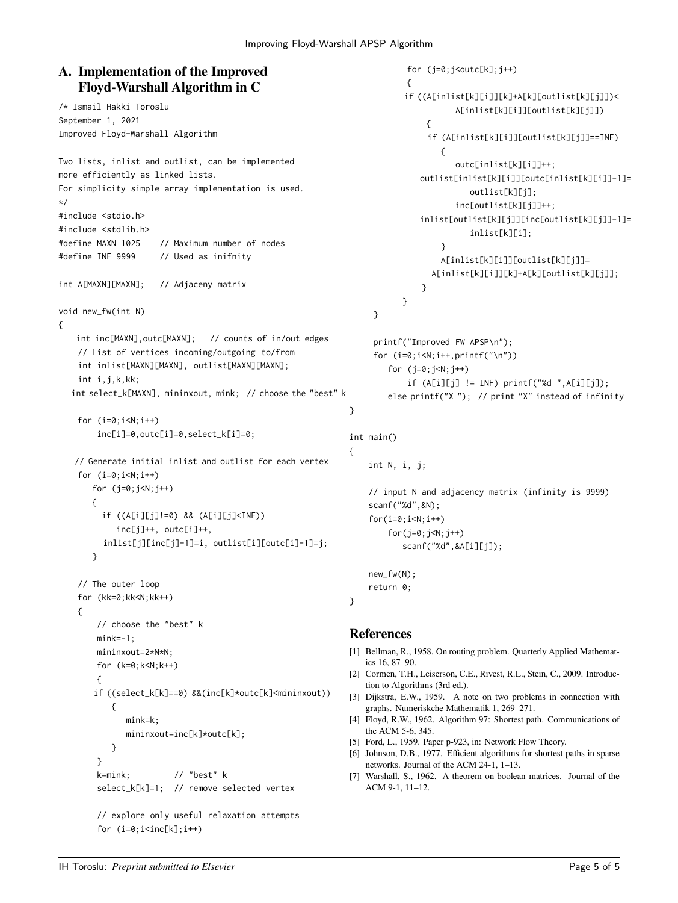## A. Implementation of the Improved Floyd-Warshall Algorithm in C

```
/* Ismail Hakki Toroslu
September 1, 2021
Improved Floyd-Warshall Algorithm

Two lists, inlist and outlist, can be implemented
more efficiently as linked lists.
For simplicity simple array implementation is used.
*/
#include <stdio.h>
#include <stdlib.h>
#define MAXN 1025    // Maximum number of nodes
#define INF 9999     // Used as inifnity

int A[MAXN][MAXN];   // Adjaceny matrix

void new_fw(int N)
{
    int inc[MAXN],outc[MAXN];   // counts of in/out edges
    // List of vertices incoming/outgoing to/from
    int inlist[MAXN][MAXN], outlist[MAXN][MAXN];
    int i,j,k,kk;
   int select_k[MAXN], mininxout, mink;  // choose the "best" k

    for (i=0;i<N;i++)
        inc[i]=0,outc[i]=0,select_k[i]=0;

   // Generate initial inlist and outlist for each vertex
    for (i=0;i<N;i++)
       for (j=0;j<N;j++)
       {
         if ((A[i][j]!=0) && (A[i][j]<INF))
            inc[j]++, outc[i]++,
          inlist[j][inc[j]-1]=i, outlist[i][outc[i]-1]=j;
       }

    // The outer loop
    for (kk=0;kk<N;kk++)
    {
        // choose the "best" k
        mink=-1;
        mininxout=2*N*N;
        for (k=0;k<N;k++)
        {
       if ((select_k[k]==0) &&(inc[k]*outc[k]<mininxout))
           {
              mink=k;
              mininxout=inc[k]*outc[k];
           }
        }
        k=mink;         // "best" k
        select_k[k]=1;  // remove selected vertex

        // explore only useful relaxation attempts
        for (i=0;i<inc[k];i++)
          for (j=0;j<outc[k];j++)
          {
         if ((A[inlist[k][i]][k]+A[k][outlist[k][j]])<
                   A[inlist[k][i]][outlist[k][j]])
             {
              if (A[inlist[k][i]][outlist[k][j]]==INF)
                {
                   outc[inlist[k][i]]++;
            outlist[inlist[k][i]][outc[inlist[k][i]]-1]=
                      outlist[k][j];
                   inc[outlist[k][j]]++;
            inlist[outlist[k][j]][inc[outlist[k][j]]-1]=
                      inlist[k][i];
                }
                A[inlist[k][i]][outlist[k][j]]=
              A[inlist[k][i]][k]+A[k][outlist[k][j]];
             }
          }
    }

    printf("Improved FW APSP\n");
    for (i=0;i<N;i++,printf("\n"))
       for (j=0;j<N;j++)
           if (A[i][j] != INF) printf("%d ",A[i][j]);
       else printf("X ");  // print "X" instead of infinity
}

int main()
{
    int N, i, j;

    // input N and adjacency matrix (infinity is 9999)
    scanf("%d",&N);
    for(i=0;i<N;i++)
        for(j=0;j<N;j++)
           scanf("%d",&A[i][j]);

    new_fw(N);
    return 0;
}
```

## References

[1] Bellman, R., 1958. On routing problem. Quarterly Applied Mathematics 16, 87–90.

[2] Cormen, T.H., Leiserson, C.E., Rivest, R.L., Stein, C., 2009. Introduction to Algorithms (3rd ed.).

[3] Dijkstra, E.W., 1959. A note on two problems in connection with graphs. Numeriskche Mathematik 1, 269–271.

[4] Floyd, R.W., 1962. Algorithm 97: Shortest path. Communications of the ACM 5-6, 345.

[5] Ford, L., 1959. Paper p-923, in: Network Flow Theory.

[6] Johnson, D.B., 1977. Efficient algorithms for shortest paths in sparse networks. Journal of the ACM 24-1, 1–13.

[7] Warshall, S., 1962. A theorem on boolean matrices. Journal of the ACM 9-1, 11–12.